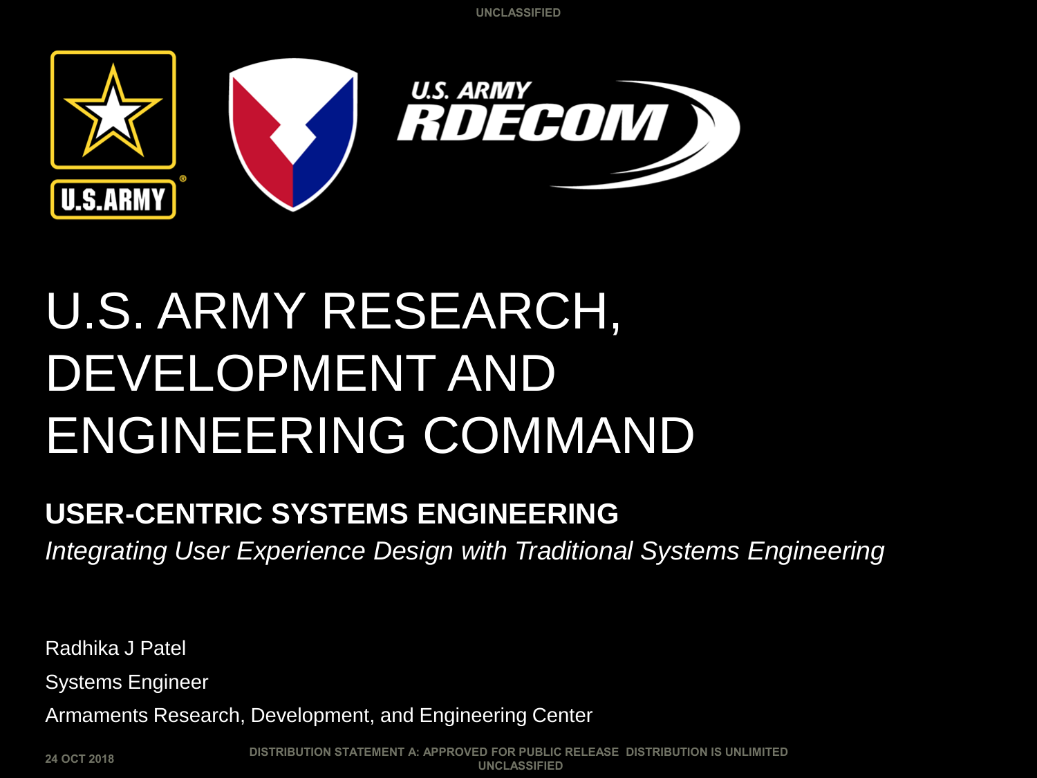UNCLASSIFIED

# U.S. ARMY RESEARCH, DEVELOPMENT AND ENGINEERING COMMAND

## USER-CENTRIC SYSTEMS ENGINEERING

*Integrating User Experience Design with Traditional Systems Engineering*

Radhika J Patel

Systems Engineer

Armaments Research, Development, and Engineering Center

24 OCT 2018

DISTRIBUTION STATEMENT A: APPROVED FOR PUBLIC RELEASE DISTRIBUTION IS UNLIMITED

UNCLASSIFIED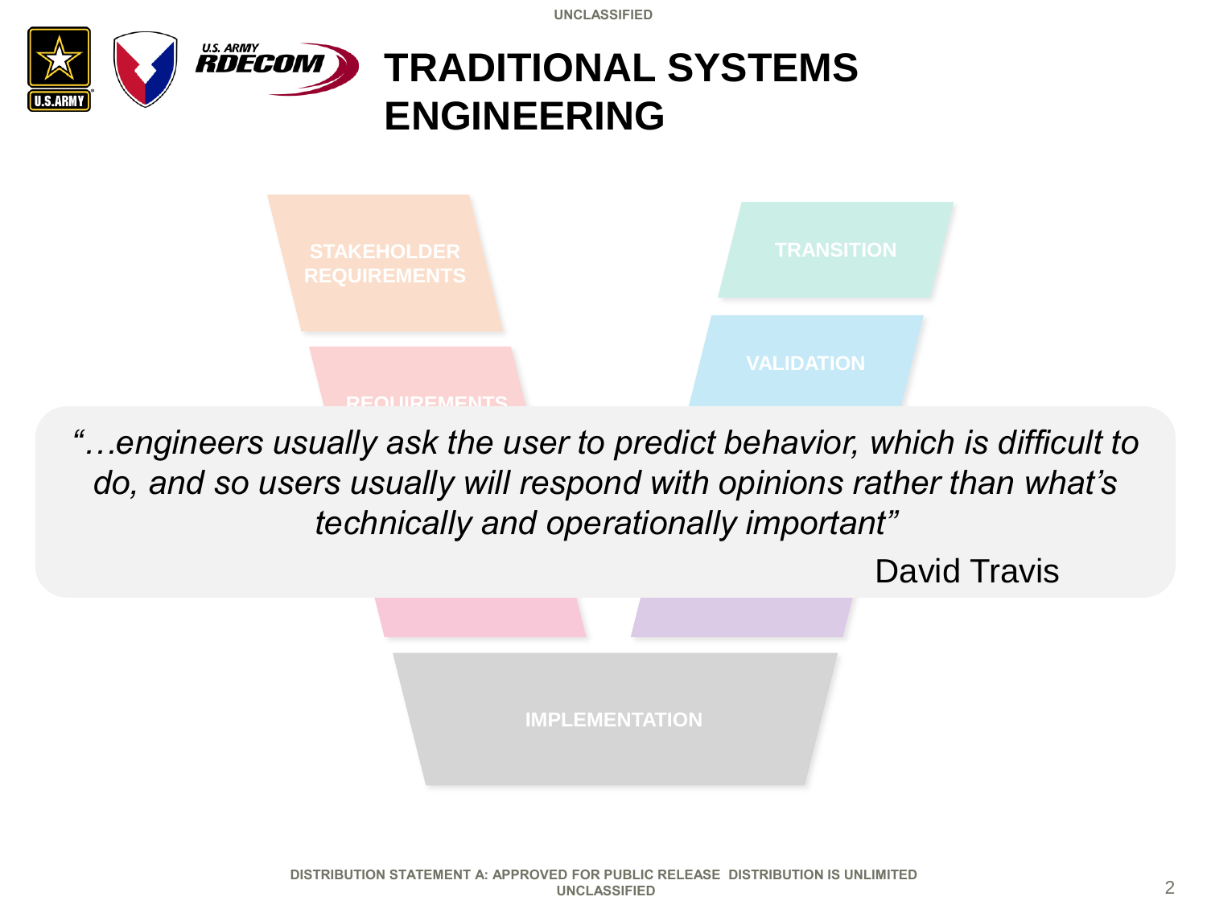# TRADITIONAL SYSTEMS ENGINEERING

STAKEHOLDER REQUIREMENTS

TRANSITION

VALIDATION

REQUIREMENTS

*"…engineers usually ask the user to predict behavior, which is difficult to do, and so users usually will respond with opinions rather than what's technically and operationally important"*

David Travis

IMPLEMENTATION

DISTRIBUTION STATEMENT A: APPROVED FOR PUBLIC RELEASE DISTRIBUTION IS UNLIMITED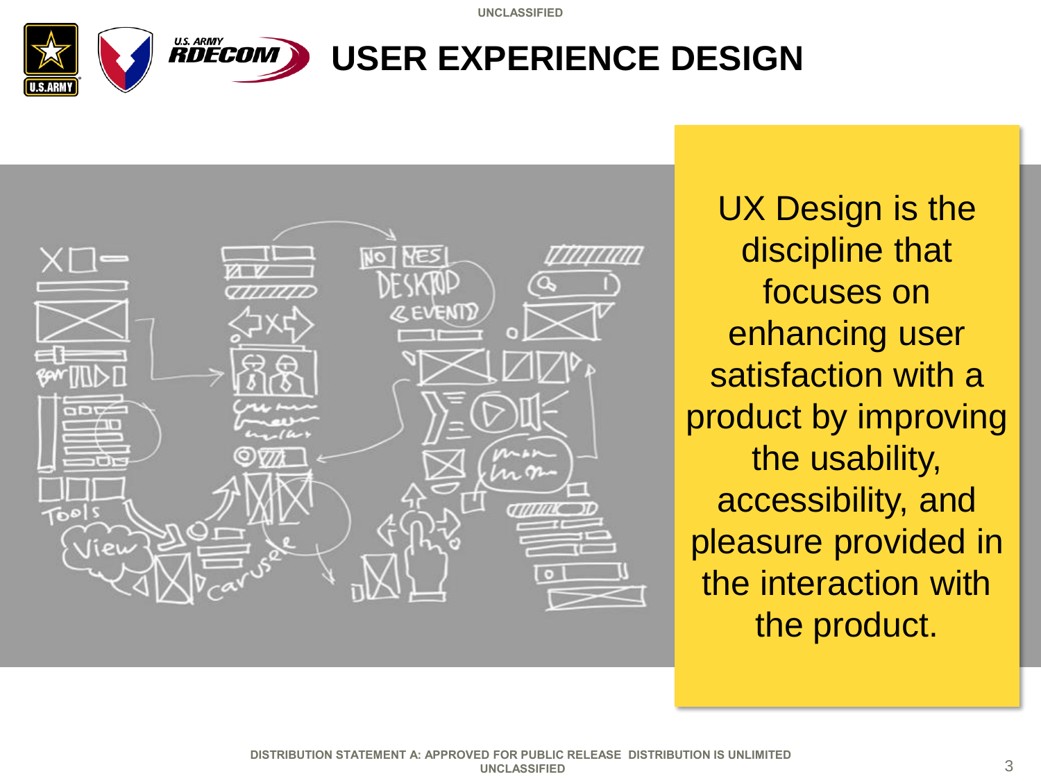# USER EXPERIENCE DESIGN

UX Design is the discipline that focuses on enhancing user satisfaction with a product by improving the usability, accessibility, and pleasure provided in the interaction with the product.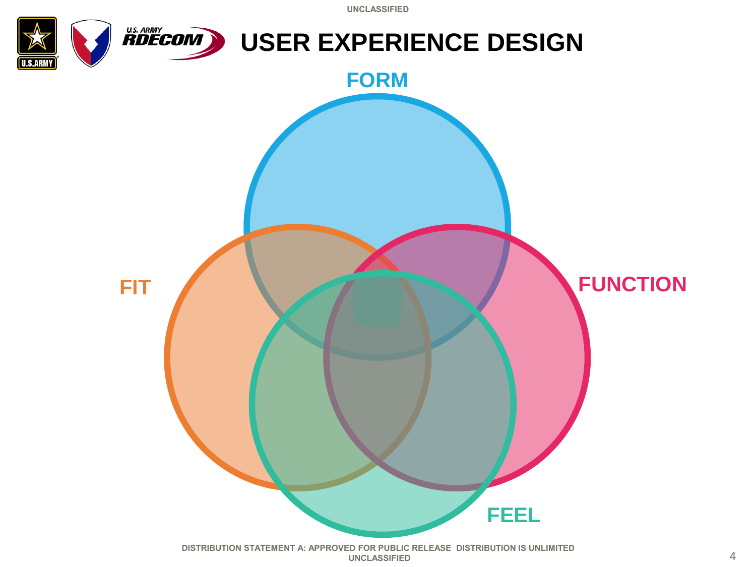# USER EXPERIENCE DESIGN

FORM

FIT

FUNCTION

FEEL

DISTRIBUTION STATEMENT A: APPROVED FOR PUBLIC RELEASE DISTRIBUTION IS UNLIMITED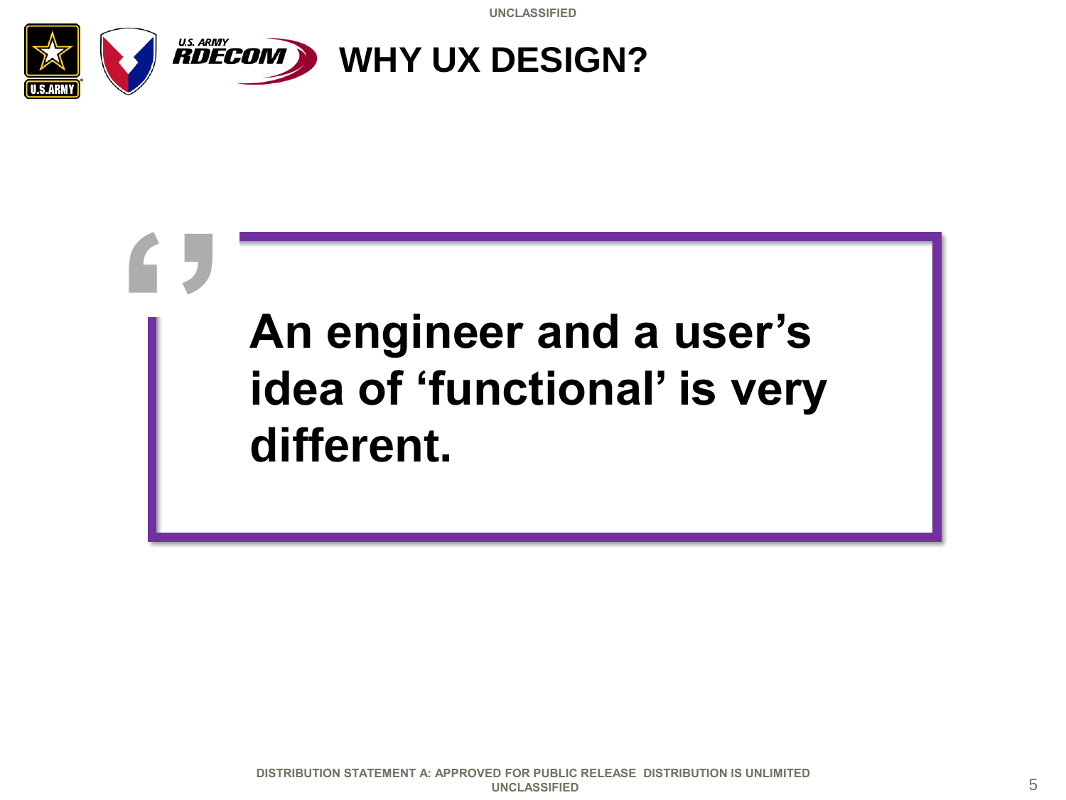# WHY UX DESIGN?

> **An engineer and a user's idea of 'functional' is very different.**

DISTRIBUTION STATEMENT A: APPROVED FOR PUBLIC RELEASE DISTRIBUTION IS UNLIMITED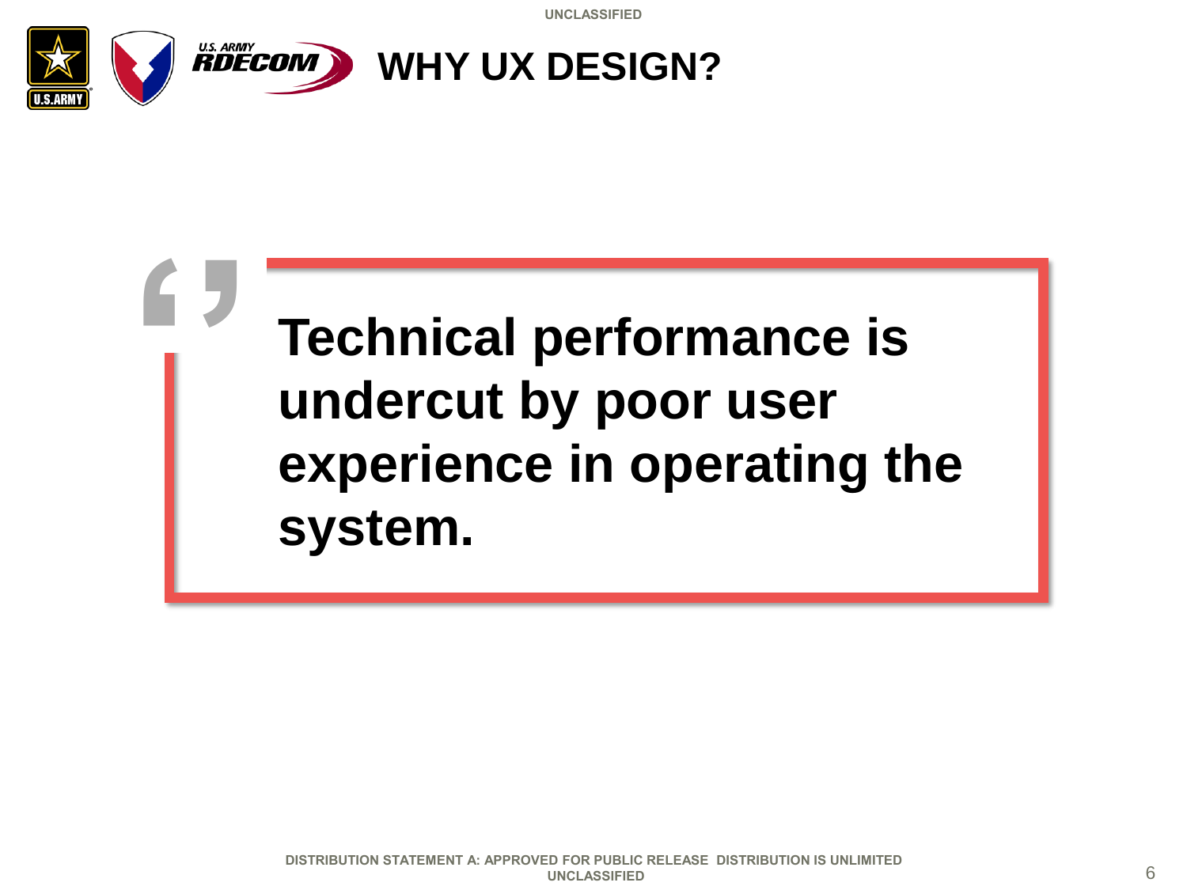# WHY UX DESIGN?

> **Technical performance is undercut by poor user experience in operating the system.**

DISTRIBUTION STATEMENT A: APPROVED FOR PUBLIC RELEASE DISTRIBUTION IS UNLIMITED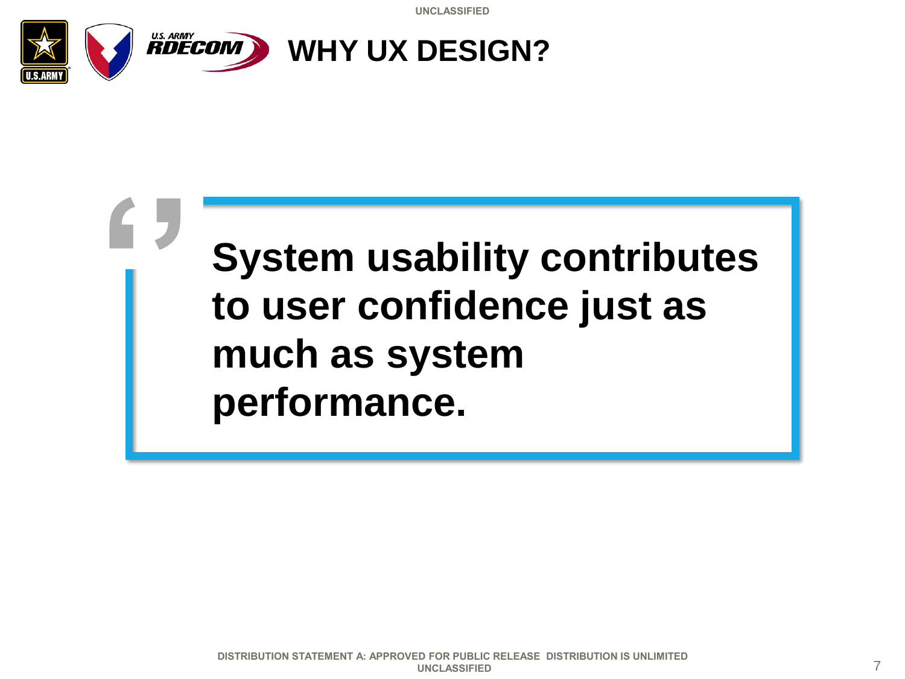# WHY UX DESIGN?

> **System usability contributes to user confidence just as much as system performance.**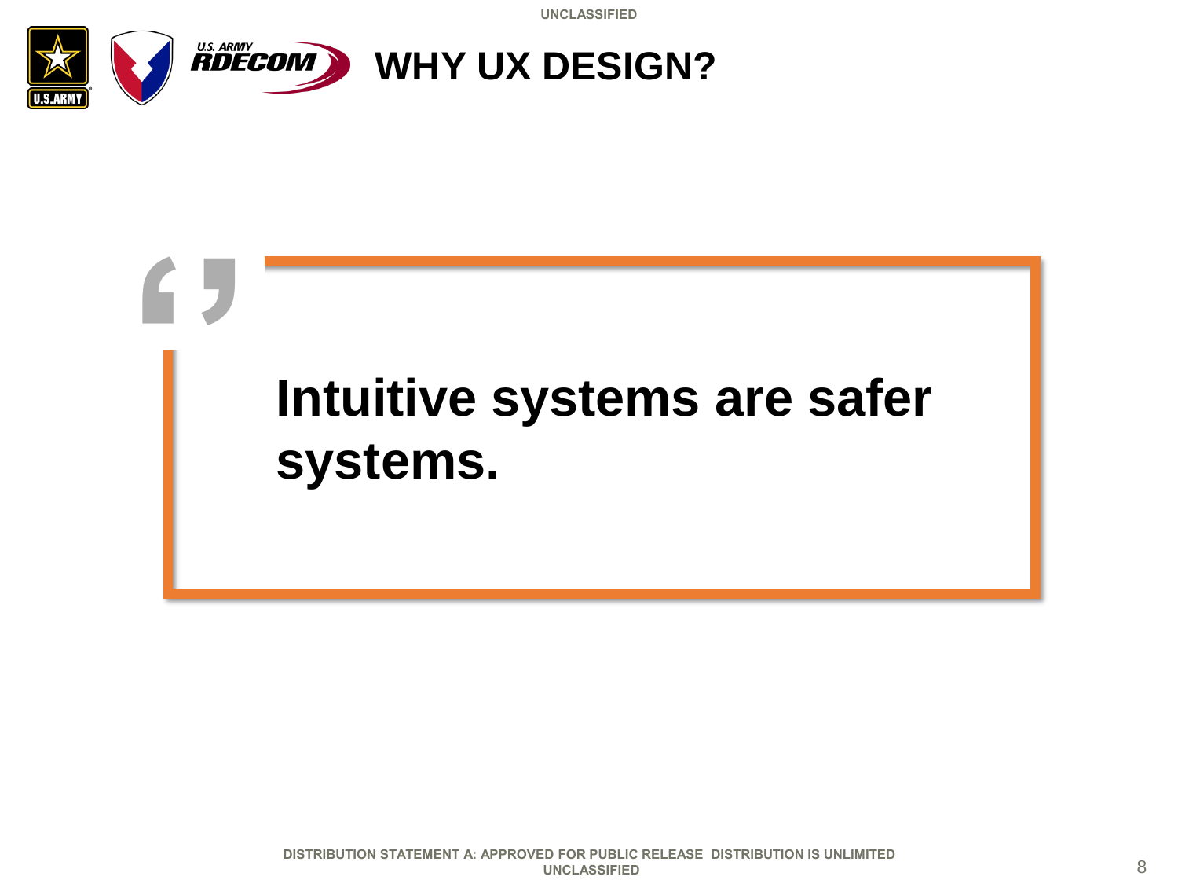# WHY UX DESIGN?

> **Intuitive systems are safer systems.**

DISTRIBUTION STATEMENT A: APPROVED FOR PUBLIC RELEASE DISTRIBUTION IS UNLIMITED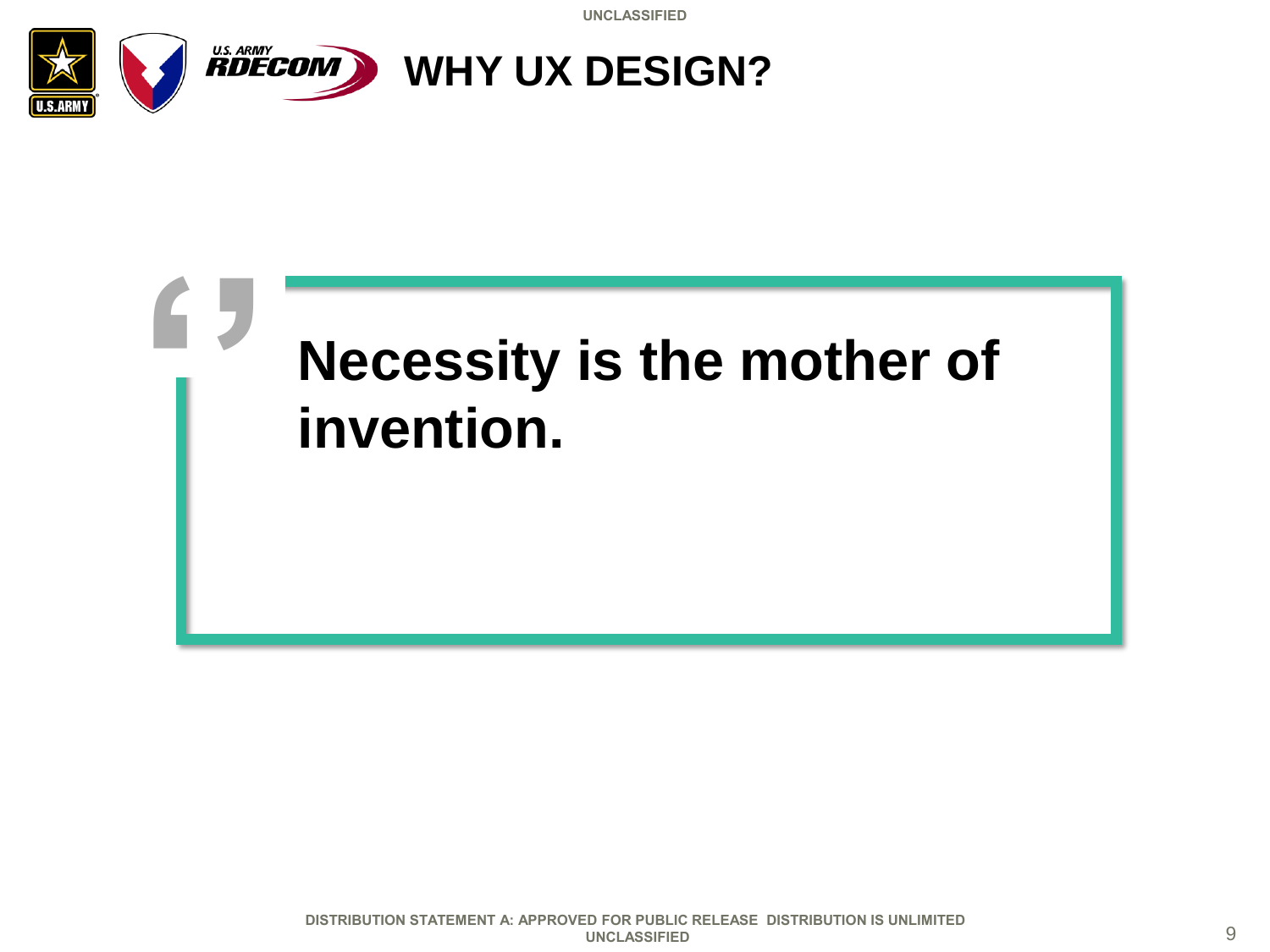# WHY UX DESIGN?

> **Necessity is the mother of invention.**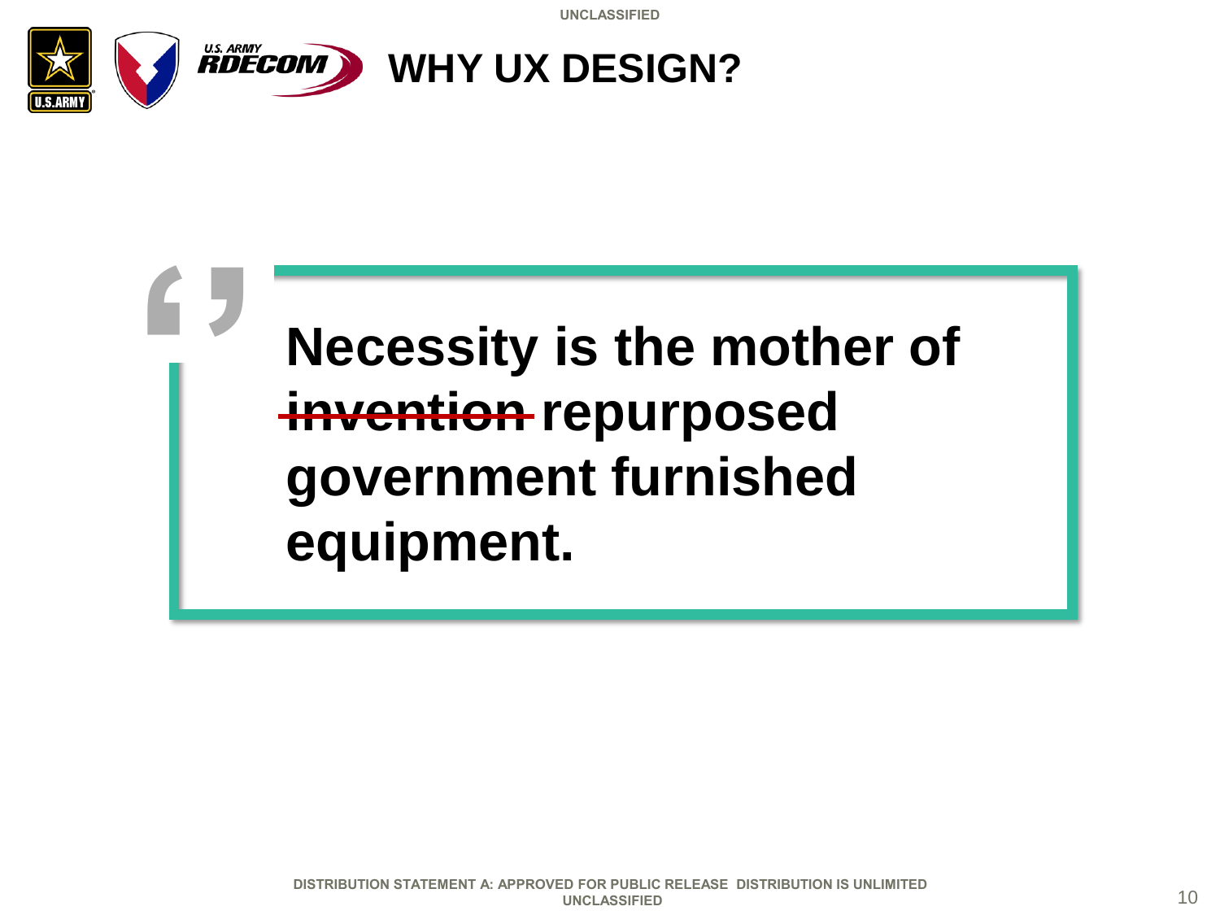# WHY UX DESIGN?

> **Necessity is the mother of ~~invention~~ repurposed government furnished equipment.**

DISTRIBUTION STATEMENT A: APPROVED FOR PUBLIC RELEASE DISTRIBUTION IS UNLIMITED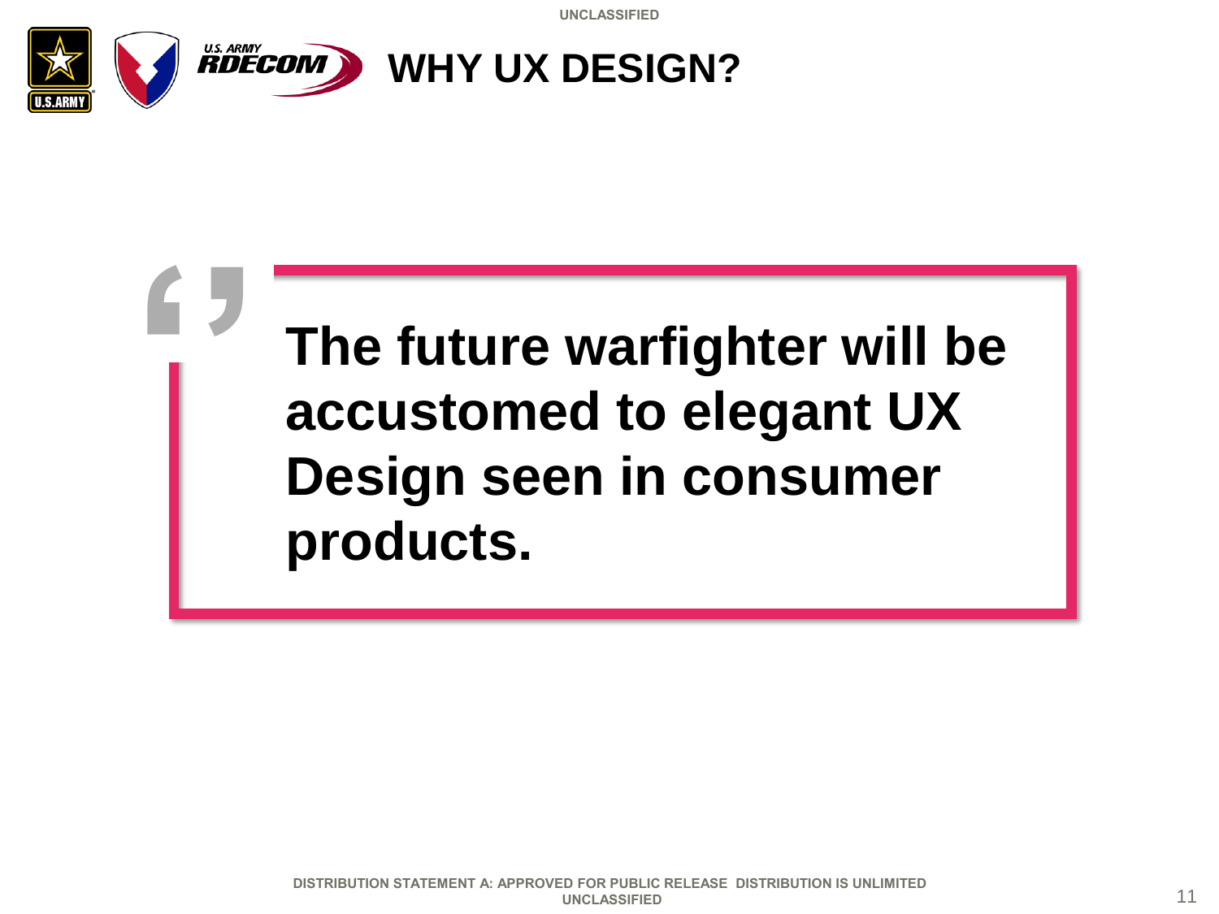# WHY UX DESIGN?

> **The future warfighter will be accustomed to elegant UX Design seen in consumer products.**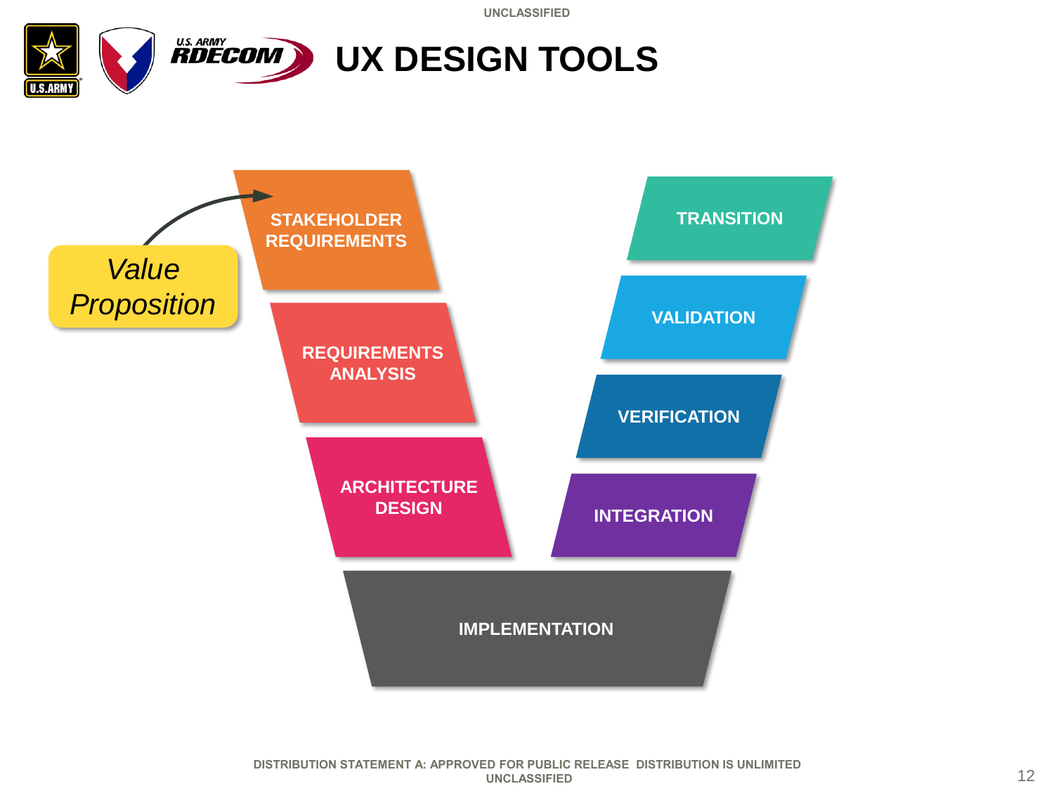# UX DESIGN TOOLS

Value Proposition

STAKEHOLDER REQUIREMENTS

REQUIREMENTS ANALYSIS

ARCHITECTURE DESIGN

IMPLEMENTATION

INTEGRATION

VERIFICATION

VALIDATION

TRANSITION

DISTRIBUTION STATEMENT A: APPROVED FOR PUBLIC RELEASE DISTRIBUTION IS UNLIMITED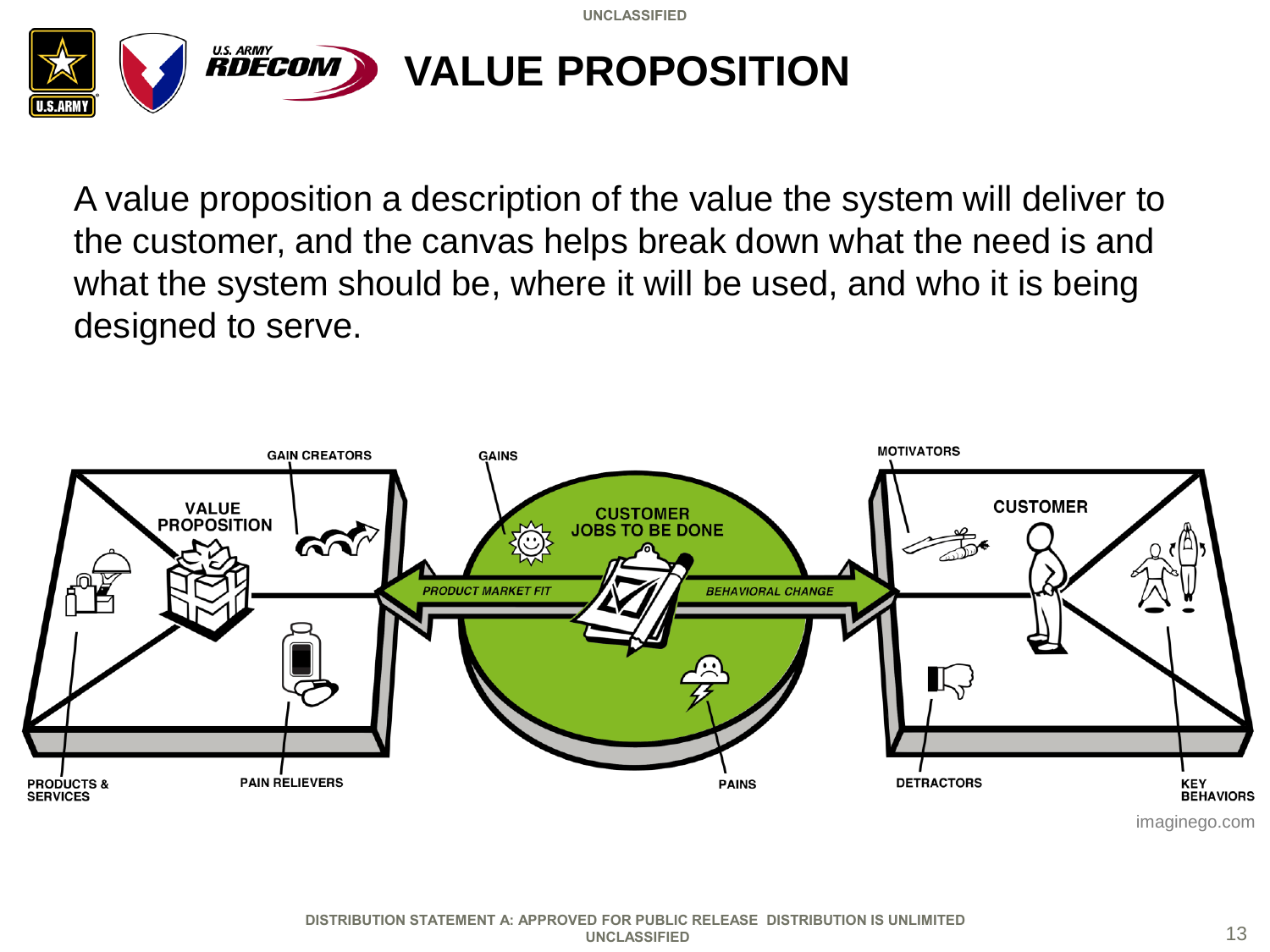# VALUE PROPOSITION

A value proposition a description of the value the system will deliver to the customer, and the canvas helps break down what the need is and what the system should be, where it will be used, and who it is being designed to serve.

GAIN CREATORS

VALUE PROPOSITION

PRODUCTS & SERVICES

PAIN RELIEVERS

GAINS

CUSTOMER JOBS TO BE DONE

PRODUCT MARKET FIT

BEHAVIORAL CHANGE

PAINS

MOTIVATORS

CUSTOMER

DETRACTORS

KEY BEHAVIORS

imaginego.com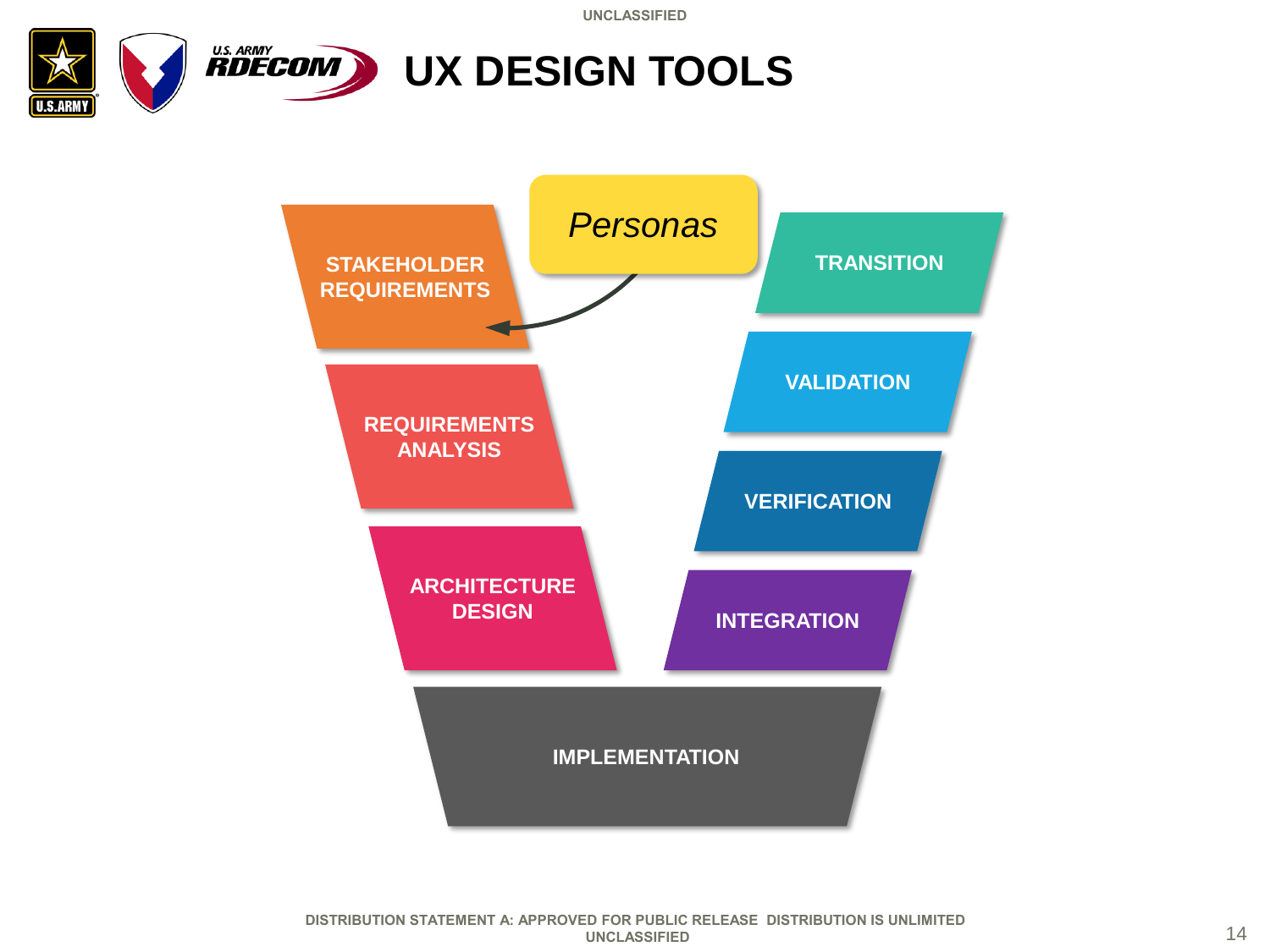# UX DESIGN TOOLS

Personas

STAKEHOLDER REQUIREMENTS

REQUIREMENTS ANALYSIS

ARCHITECTURE DESIGN

IMPLEMENTATION

INTEGRATION

VERIFICATION

VALIDATION

TRANSITION

DISTRIBUTION STATEMENT A: APPROVED FOR PUBLIC RELEASE DISTRIBUTION IS UNLIMITED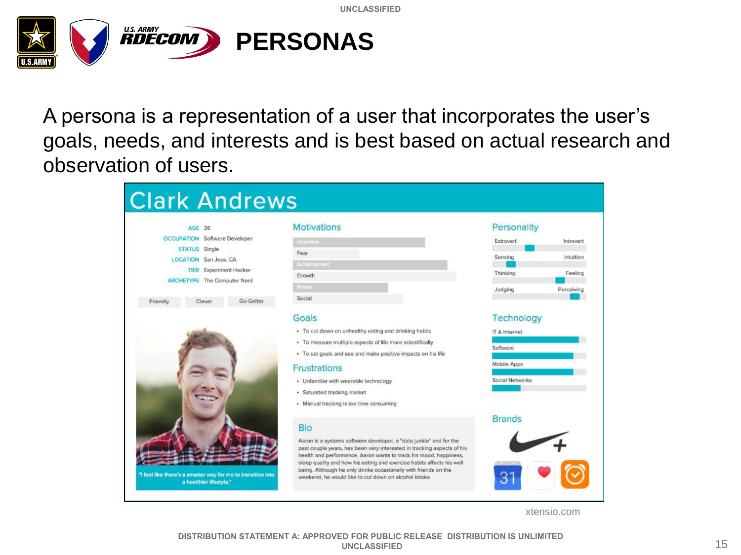# PERSONAS

A persona is a representation of a user that incorporates the user's goals, needs, and interests and is best based on actual research and observation of users.

## Clark Andrews

AGE 26
OCCUPATION Software Developer
STATUS Single
LOCATION San Jose, CA
TIER Experiment Hacker
ARCHETYPE The Computer Nerd

Friendly | Clever | Go-Getter

"I feel like there's a smarter way for me to transition into a healthier lifestyle."

### Motivations

- Incentive
- Fear
- Achievement
- Growth
- Power
- Social

### Goals

- To cut down on unhealthy eating and drinking habits
- To measure multiple aspects of life more scientifically
- To set goals and see and make positive impacts on his life

### Frustrations

- Unfamiliar with wearable technology
- Saturated tracking market
- Manual tracking is too time consuming

### Bio

Aaron is a systems software developer, a "data junkie" and for the past couple years, has been very interested in tracking aspects of his health and performance. Aaron wants to track his mood, happiness, sleep quality and how his eating and exercise habits affects his well being. Although he only drinks occasionally with friends on the weekend, he would like to cut down on alcohol intake.

### Personality

- Extrovert – Introvert
- Sensing – Intuition
- Thinking – Feeling
- Judging – Perceiving

### Technology

- IT & Internet
- Software
- Mobile Apps
- Social Networks

### Brands

xtensio.com

DISTRIBUTION STATEMENT A: APPROVED FOR PUBLIC RELEASE DISTRIBUTION IS UNLIMITED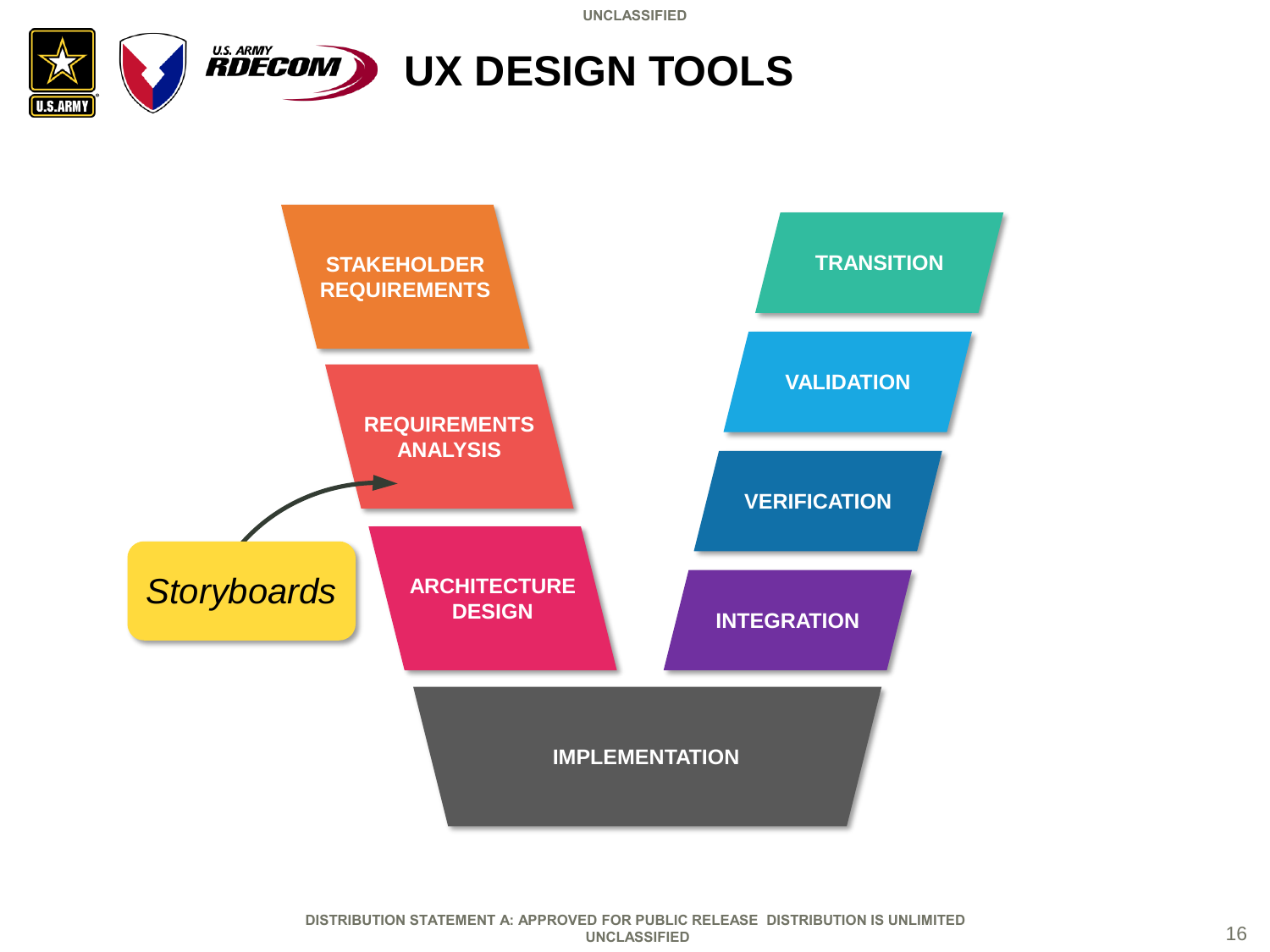# UX DESIGN TOOLS

STAKEHOLDER REQUIREMENTS

REQUIREMENTS ANALYSIS

ARCHITECTURE DESIGN

IMPLEMENTATION

INTEGRATION

VERIFICATION

VALIDATION

TRANSITION

*Storyboards*

DISTRIBUTION STATEMENT A: APPROVED FOR PUBLIC RELEASE DISTRIBUTION IS UNLIMITED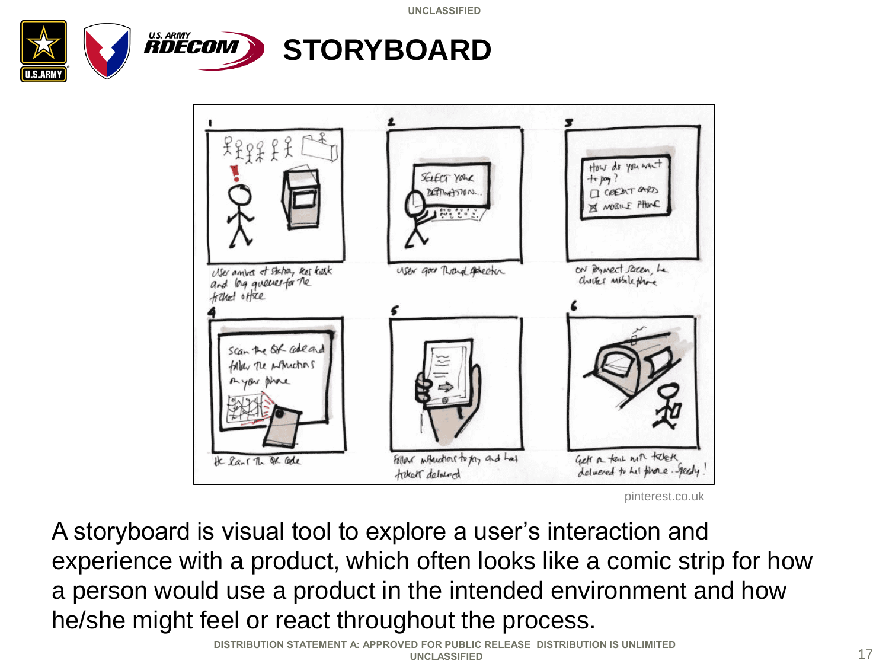# STORYBOARD

pinterest.co.uk

A storyboard is visual tool to explore a user's interaction and experience with a product, which often looks like a comic strip for how a person would use a product in the intended environment and how he/she might feel or react throughout the process.

DISTRIBUTION STATEMENT A: APPROVED FOR PUBLIC RELEASE DISTRIBUTION IS UNLIMITED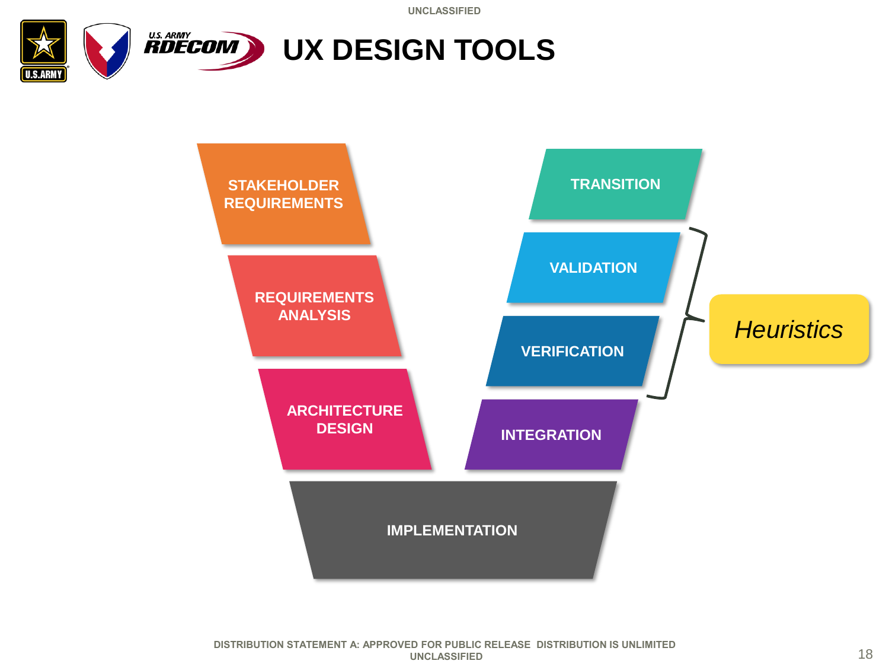# UX DESIGN TOOLS

STAKEHOLDER REQUIREMENTS

REQUIREMENTS ANALYSIS

ARCHITECTURE DESIGN

IMPLEMENTATION

INTEGRATION

VERIFICATION

VALIDATION

TRANSITION

*Heuristics*

DISTRIBUTION STATEMENT A: APPROVED FOR PUBLIC RELEASE DISTRIBUTION IS UNLIMITED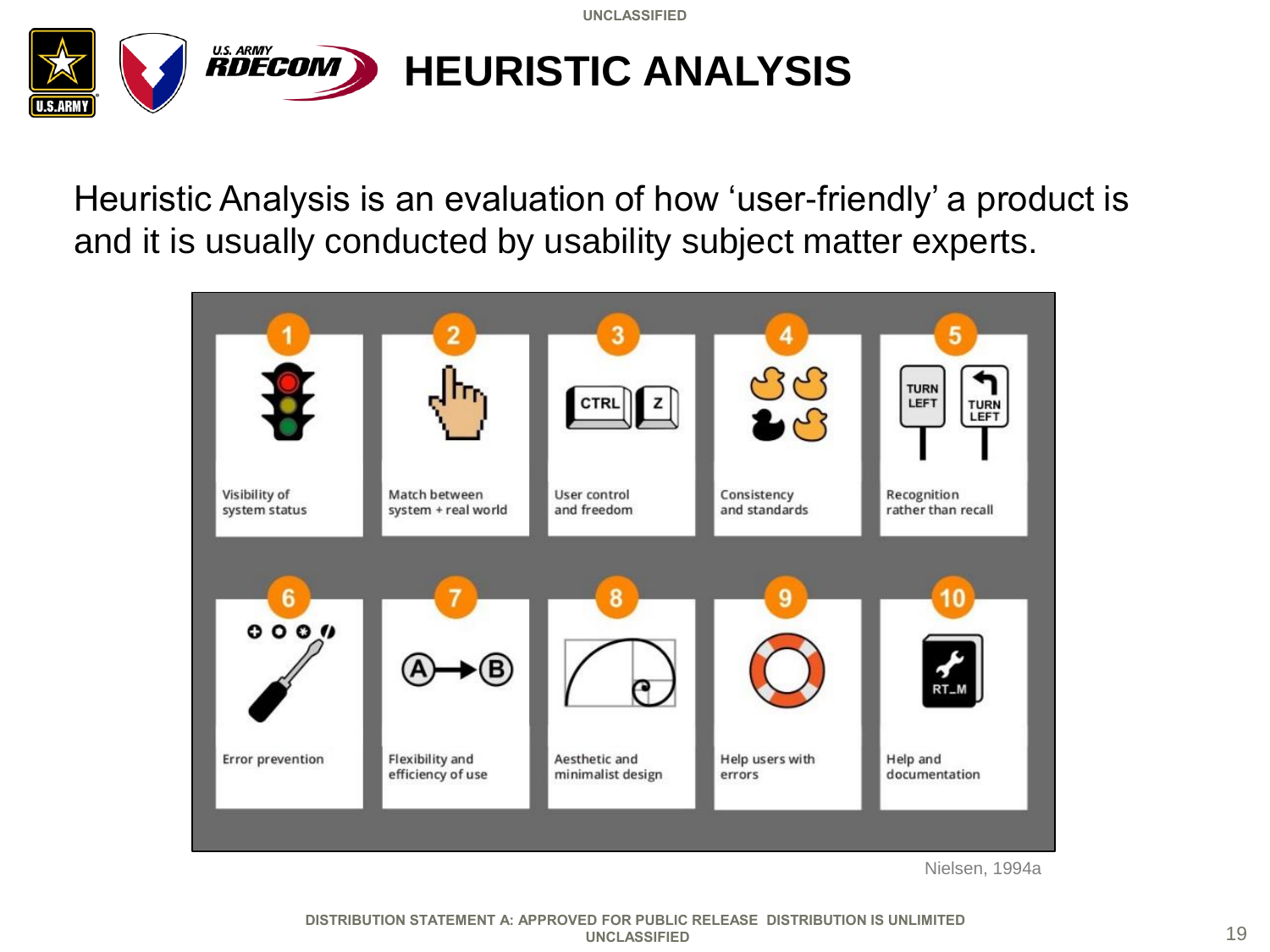# HEURISTIC ANALYSIS

Heuristic Analysis is an evaluation of how 'user-friendly' a product is and it is usually conducted by usability subject matter experts.

1. Visibility of system status
2. Match between system + real world
3. User control and freedom
4. Consistency and standards
5. Recognition rather than recall
6. Error prevention
7. Flexibility and efficiency of use
8. Aesthetic and minimalist design
9. Help users with errors
10. Help and documentation

Nielsen, 1994a

DISTRIBUTION STATEMENT A: APPROVED FOR PUBLIC RELEASE DISTRIBUTION IS UNLIMITED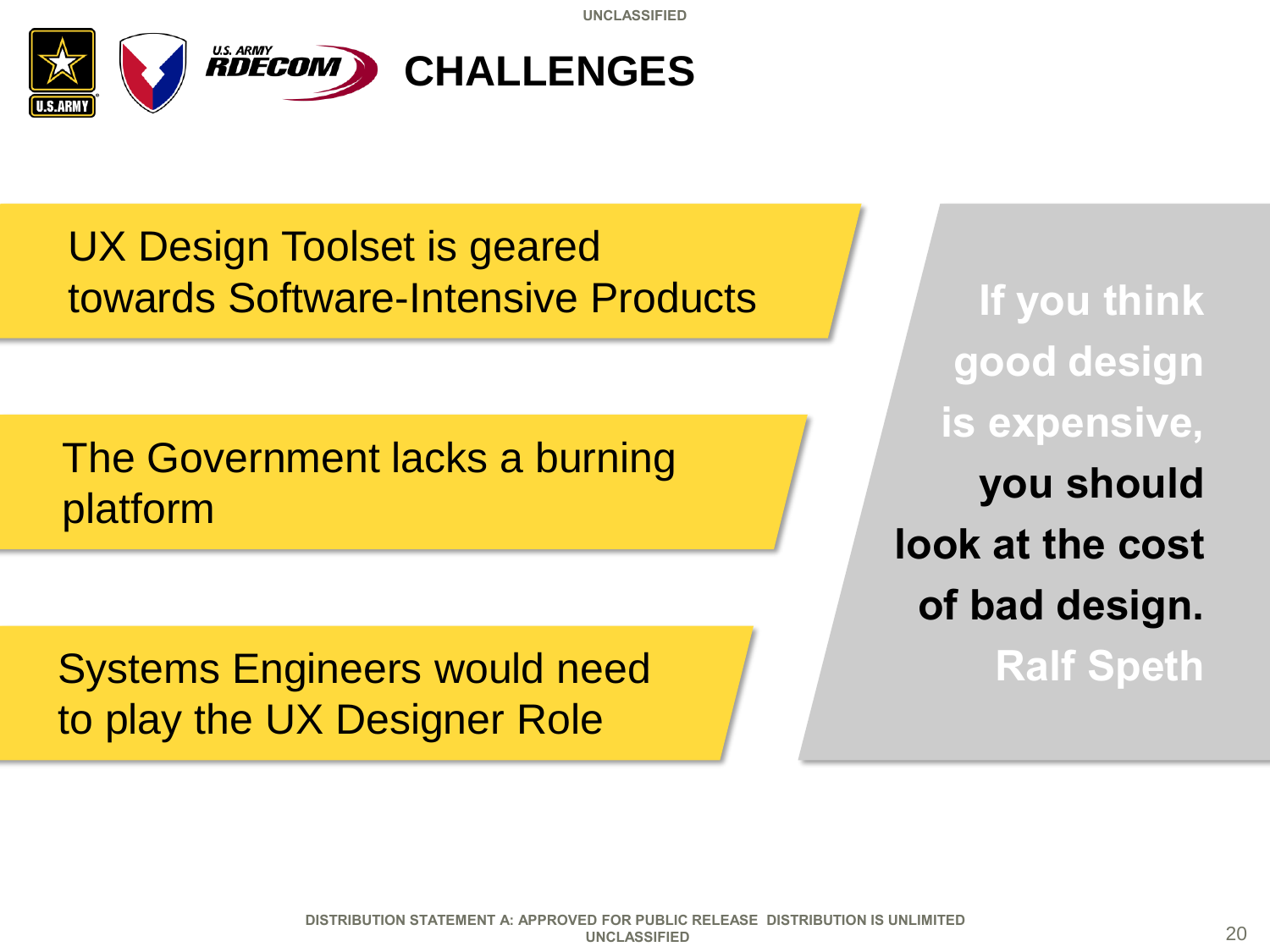# CHALLENGES

UX Design Toolset is geared towards Software-Intensive Products

The Government lacks a burning platform

Systems Engineers would need to play the UX Designer Role

> If you think good design is expensive, **you should look at the cost of bad design.**
>
> Ralf Speth

DISTRIBUTION STATEMENT A: APPROVED FOR PUBLIC RELEASE DISTRIBUTION IS UNLIMITED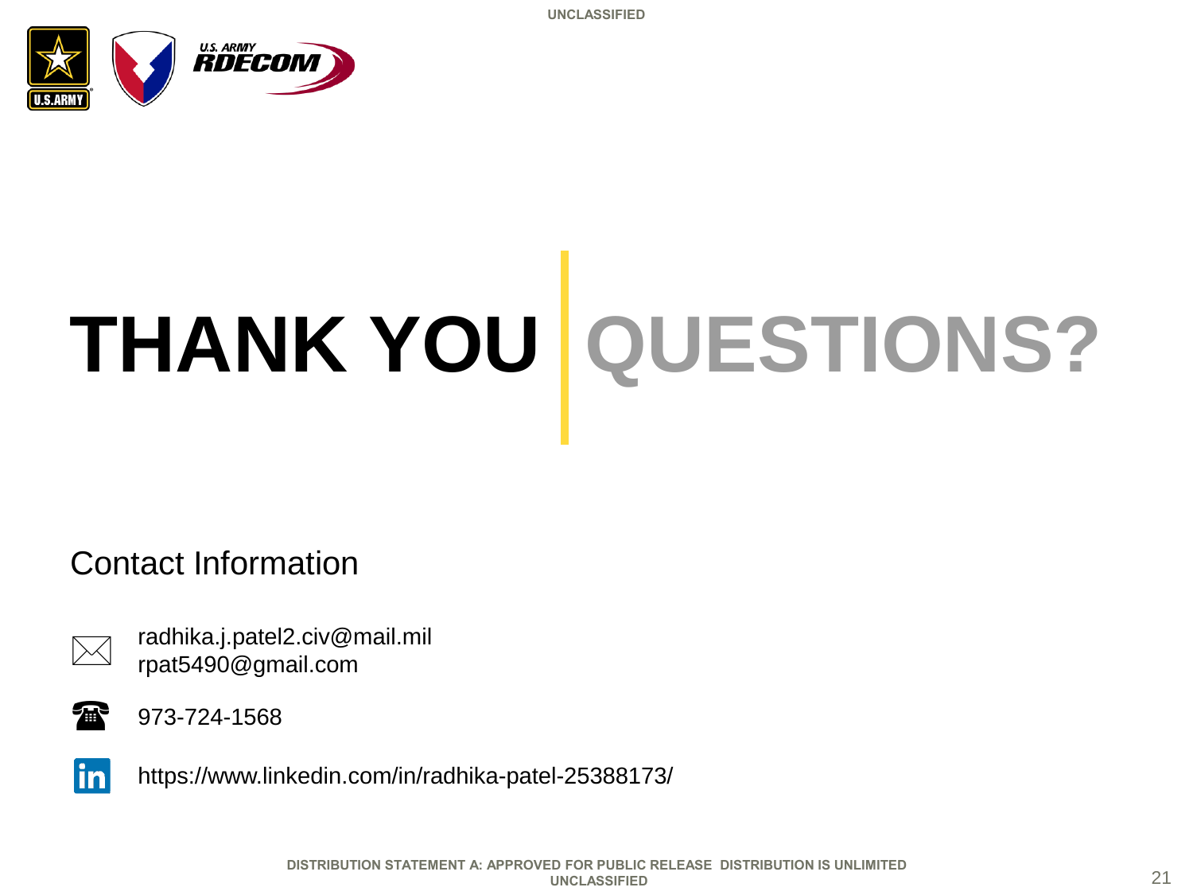UNCLASSIFIED

# THANK YOU | QUESTIONS?

## Contact Information

radhika.j.patel2.civ@mail.mil
rpat5490@gmail.com

973-724-1568

https://www.linkedin.com/in/radhika-patel-25388173/

DISTRIBUTION STATEMENT A: APPROVED FOR PUBLIC RELEASE DISTRIBUTION IS UNLIMITED

UNCLASSIFIED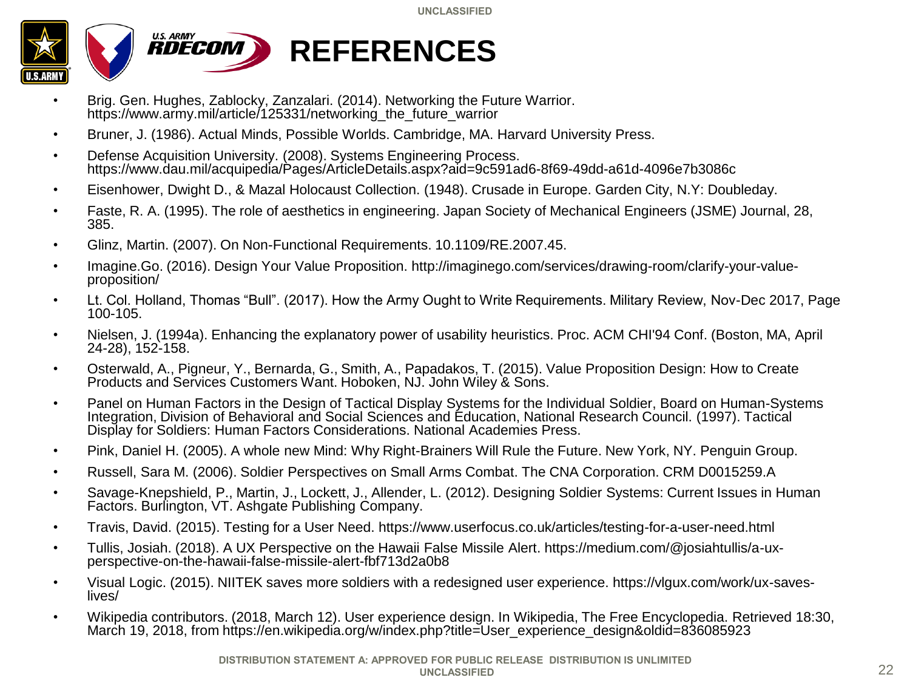# REFERENCES

- Brig. Gen. Hughes, Zablocky, Zanzalari. (2014). Networking the Future Warrior. https://www.army.mil/article/125331/networking_the_future_warrior
- Bruner, J. (1986). Actual Minds, Possible Worlds. Cambridge, MA. Harvard University Press.
- Defense Acquisition University. (2008). Systems Engineering Process. https://www.dau.mil/acquipedia/Pages/ArticleDetails.aspx?aid=9c591ad6-8f69-49dd-a61d-4096e7b3086c
- Eisenhower, Dwight D., & Mazal Holocaust Collection. (1948). Crusade in Europe. Garden City, N.Y: Doubleday.
- Faste, R. A. (1995). The role of aesthetics in engineering. Japan Society of Mechanical Engineers (JSME) Journal, 28, 385.
- Glinz, Martin. (2007). On Non-Functional Requirements. 10.1109/RE.2007.45.
- Imagine.Go. (2016). Design Your Value Proposition. http://imaginego.com/services/drawing-room/clarify-your-value-proposition/
- Lt. Col. Holland, Thomas “Bull”. (2017). How the Army Ought to Write Requirements. Military Review, Nov-Dec 2017, Page 100-105.
- Nielsen, J. (1994a). Enhancing the explanatory power of usability heuristics. Proc. ACM CHI'94 Conf. (Boston, MA, April 24-28), 152-158.
- Osterwald, A., Pigneur, Y., Bernarda, G., Smith, A., Papadakos, T. (2015). Value Proposition Design: How to Create Products and Services Customers Want. Hoboken, NJ. John Wiley & Sons.
- Panel on Human Factors in the Design of Tactical Display Systems for the Individual Soldier, Board on Human-Systems Integration, Division of Behavioral and Social Sciences and Education, National Research Council. (1997). Tactical Display for Soldiers: Human Factors Considerations. National Academies Press.
- Pink, Daniel H. (2005). A whole new Mind: Why Right-Brainers Will Rule the Future. New York, NY. Penguin Group.
- Russell, Sara M. (2006). Soldier Perspectives on Small Arms Combat. The CNA Corporation. CRM D0015259.A
- Savage-Knepshield, P., Martin, J., Lockett, J., Allender, L. (2012). Designing Soldier Systems: Current Issues in Human Factors. Burlington, VT. Ashgate Publishing Company.
- Travis, David. (2015). Testing for a User Need. https://www.userfocus.co.uk/articles/testing-for-a-user-need.html
- Tullis, Josiah. (2018). A UX Perspective on the Hawaii False Missile Alert. https://medium.com/@josiahtullis/a-ux-perspective-on-the-hawaii-false-missile-alert-fbf713d2a0b8
- Visual Logic. (2015). NIITEK saves more soldiers with a redesigned user experience. https://vlgux.com/work/ux-saves-lives/
- Wikipedia contributors. (2018, March 12). User experience design. In Wikipedia, The Free Encyclopedia. Retrieved 18:30, March 19, 2018, from https://en.wikipedia.org/w/index.php?title=User_experience_design&oldid=836085923

DISTRIBUTION STATEMENT A: APPROVED FOR PUBLIC RELEASE DISTRIBUTION IS UNLIMITED